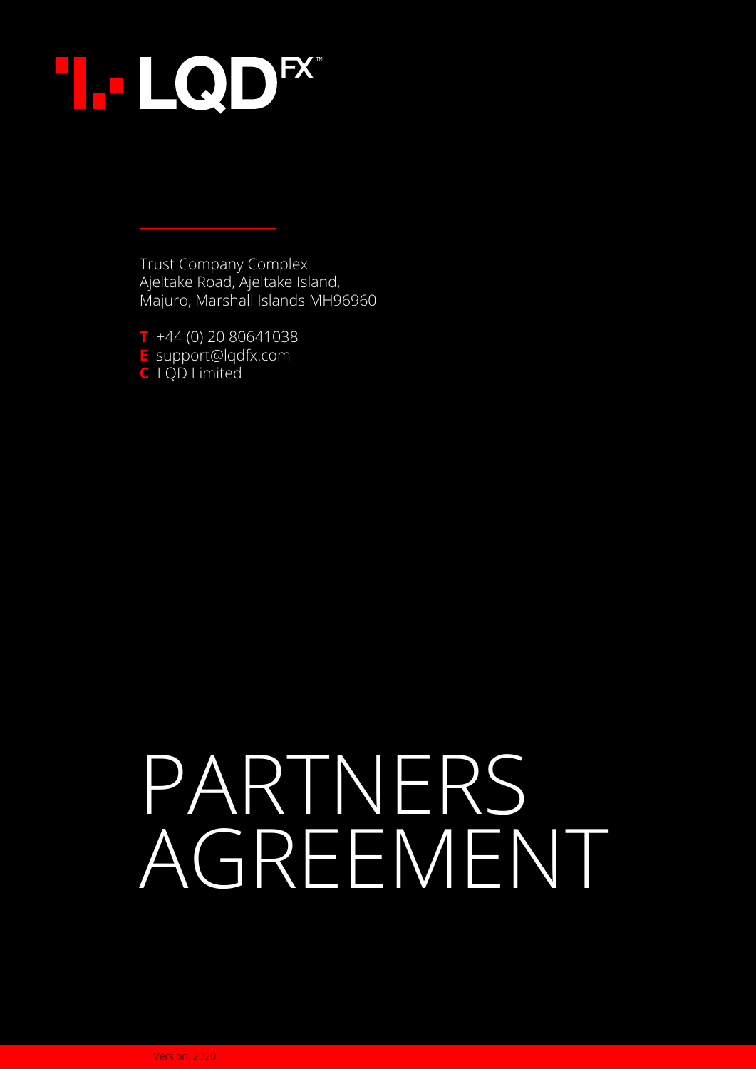# LQD$^{FX}$™

Trust Company Complex
Ajeltake Road, Ajeltake Island,
Majuro, Marshall Islands MH96960

**T** +44 (0) 20 80641038
**E** support@lqdfx.com
**C** LQD Limited

# PARTNERS AGREEMENT

Version: 2020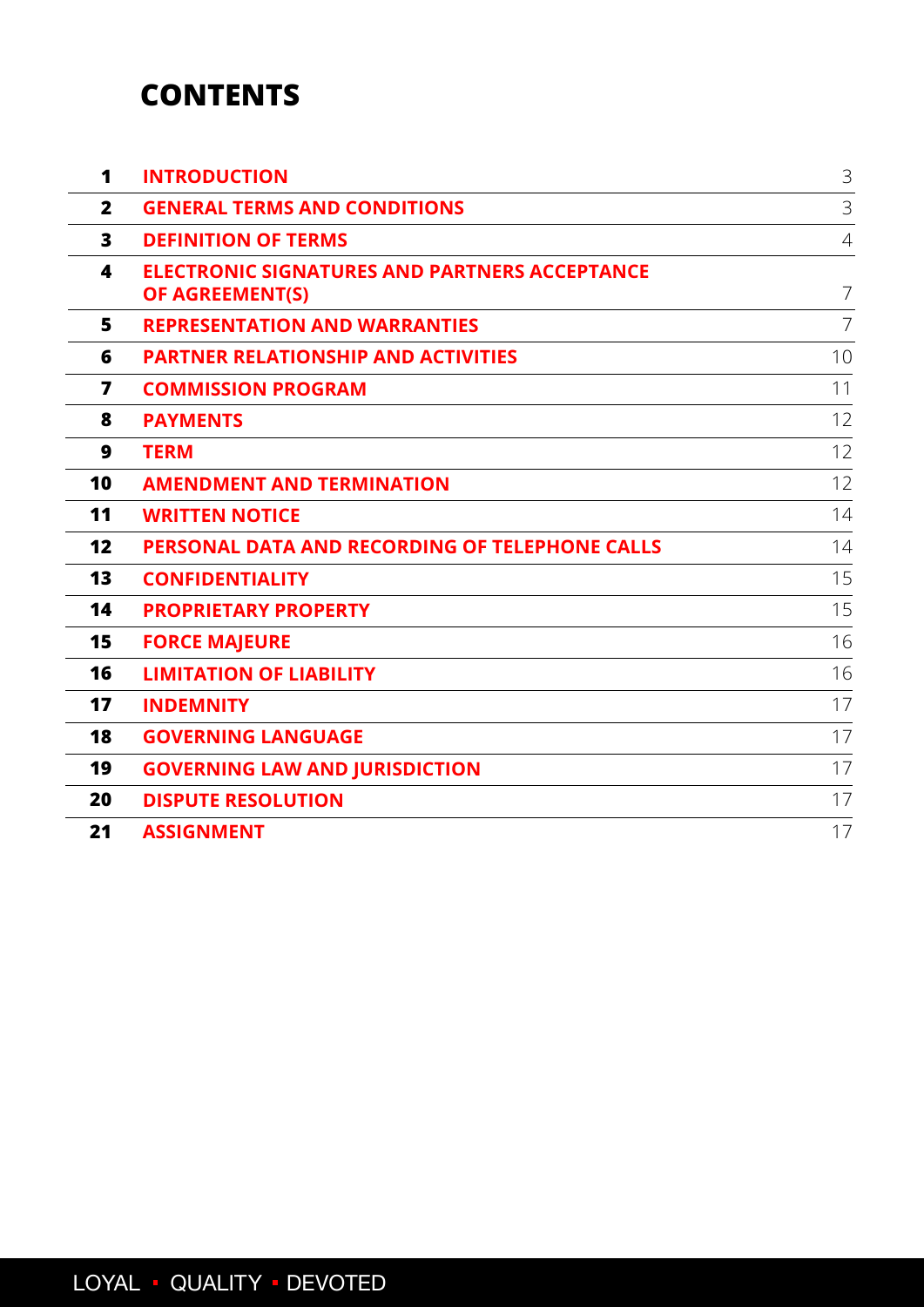# CONTENTS

| | | |
|---|---|---|
| **1** | **INTRODUCTION** | 3 |
| **2** | **GENERAL TERMS AND CONDITIONS** | 3 |
| **3** | **DEFINITION OF TERMS** | 4 |
| **4** | **ELECTRONIC SIGNATURES AND PARTNERS ACCEPTANCE OF AGREEMENT(S)** | 7 |
| **5** | **REPRESENTATION AND WARRANTIES** | 7 |
| **6** | **PARTNER RELATIONSHIP AND ACTIVITIES** | 10 |
| **7** | **COMMISSION PROGRAM** | 11 |
| **8** | **PAYMENTS** | 12 |
| **9** | **TERM** | 12 |
| **10** | **AMENDMENT AND TERMINATION** | 12 |
| **11** | **WRITTEN NOTICE** | 14 |
| **12** | **PERSONAL DATA AND RECORDING OF TELEPHONE CALLS** | 14 |
| **13** | **CONFIDENTIALITY** | 15 |
| **14** | **PROPRIETARY PROPERTY** | 15 |
| **15** | **FORCE MAJEURE** | 16 |
| **16** | **LIMITATION OF LIABILITY** | 16 |
| **17** | **INDEMNITY** | 17 |
| **18** | **GOVERNING LANGUAGE** | 17 |
| **19** | **GOVERNING LAW AND JURISDICTION** | 17 |
| **20** | **DISPUTE RESOLUTION** | 17 |
| **21** | **ASSIGNMENT** | 17 |

LOYAL ▪ QUALITY ▪ DEVOTED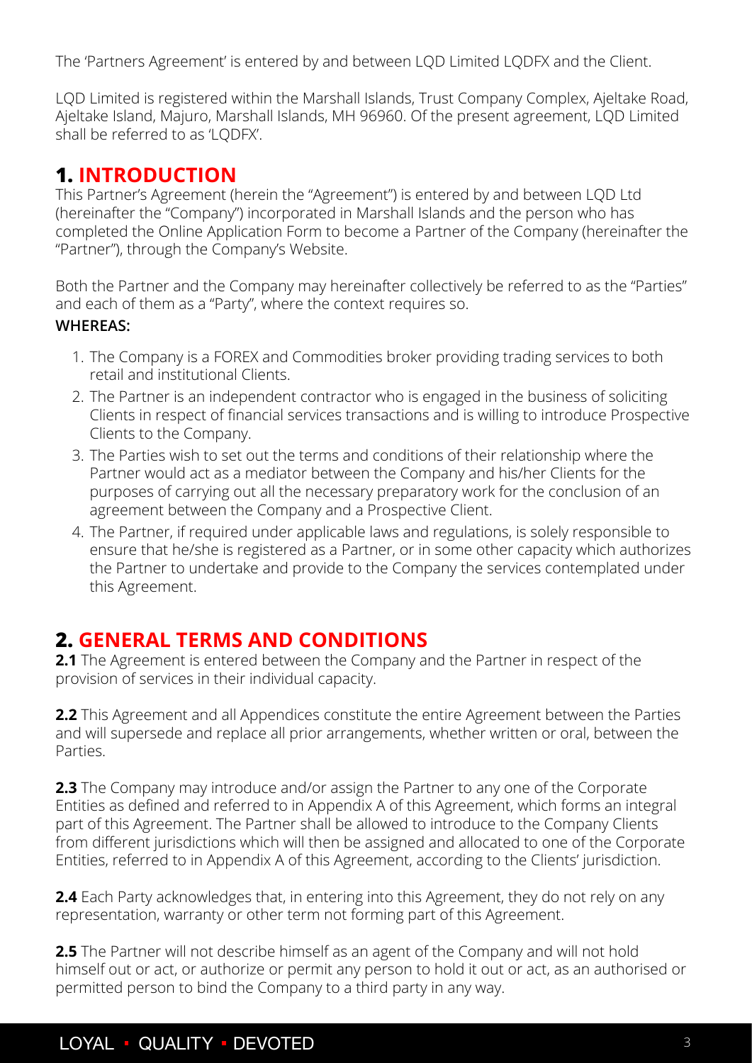The 'Partners Agreement' is entered by and between LQD Limited LQDFX and the Client.

LQD Limited is registered within the Marshall Islands, Trust Company Complex, Ajeltake Road, Ajeltake Island, Majuro, Marshall Islands, MH 96960. Of the present agreement, LQD Limited shall be referred to as 'LQDFX'.

## 1. INTRODUCTION

This Partner's Agreement (herein the "Agreement") is entered by and between LQD Ltd (hereinafter the "Company") incorporated in Marshall Islands and the person who has completed the Online Application Form to become a Partner of the Company (hereinafter the "Partner"), through the Company's Website.

Both the Partner and the Company may hereinafter collectively be referred to as the "Parties" and each of them as a "Party", where the context requires so.

**WHEREAS:**

1. The Company is a FOREX and Commodities broker providing trading services to both retail and institutional Clients.
2. The Partner is an independent contractor who is engaged in the business of soliciting Clients in respect of financial services transactions and is willing to introduce Prospective Clients to the Company.
3. The Parties wish to set out the terms and conditions of their relationship where the Partner would act as a mediator between the Company and his/her Clients for the purposes of carrying out all the necessary preparatory work for the conclusion of an agreement between the Company and a Prospective Client.
4. The Partner, if required under applicable laws and regulations, is solely responsible to ensure that he/she is registered as a Partner, or in some other capacity which authorizes the Partner to undertake and provide to the Company the services contemplated under this Agreement.

## 2. GENERAL TERMS AND CONDITIONS

**2.1** The Agreement is entered between the Company and the Partner in respect of the provision of services in their individual capacity.

**2.2** This Agreement and all Appendices constitute the entire Agreement between the Parties and will supersede and replace all prior arrangements, whether written or oral, between the Parties.

**2.3** The Company may introduce and/or assign the Partner to any one of the Corporate Entities as defined and referred to in Appendix A of this Agreement, which forms an integral part of this Agreement. The Partner shall be allowed to introduce to the Company Clients from different jurisdictions which will then be assigned and allocated to one of the Corporate Entities, referred to in Appendix A of this Agreement, according to the Clients' jurisdiction.

**2.4** Each Party acknowledges that, in entering into this Agreement, they do not rely on any representation, warranty or other term not forming part of this Agreement.

**2.5** The Partner will not describe himself as an agent of the Company and will not hold himself out or act, or authorize or permit any person to hold it out or act, as an authorised or permitted person to bind the Company to a third party in any way.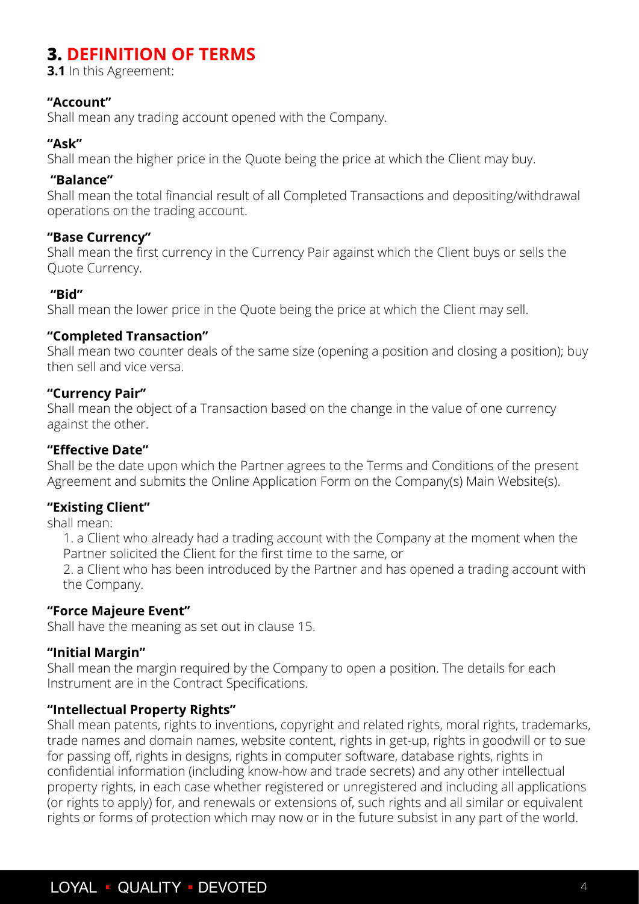# 3. DEFINITION OF TERMS

**3.1** In this Agreement:

**"Account"**
Shall mean any trading account opened with the Company.

**"Ask"**
Shall mean the higher price in the Quote being the price at which the Client may buy.

**"Balance"**
Shall mean the total financial result of all Completed Transactions and depositing/withdrawal operations on the trading account.

**"Base Currency"**
Shall mean the first currency in the Currency Pair against which the Client buys or sells the Quote Currency.

**"Bid"**
Shall mean the lower price in the Quote being the price at which the Client may sell.

**"Completed Transaction"**
Shall mean two counter deals of the same size (opening a position and closing a position); buy then sell and vice versa.

**"Currency Pair"**
Shall mean the object of a Transaction based on the change in the value of one currency against the other.

**"Effective Date"**
Shall be the date upon which the Partner agrees to the Terms and Conditions of the present Agreement and submits the Online Application Form on the Company(s) Main Website(s).

**"Existing Client"**
shall mean:

1. a Client who already had a trading account with the Company at the moment when the Partner solicited the Client for the first time to the same, or
2. a Client who has been introduced by the Partner and has opened a trading account with the Company.

**"Force Majeure Event"**
Shall have the meaning as set out in clause 15.

**"Initial Margin"**
Shall mean the margin required by the Company to open a position. The details for each Instrument are in the Contract Specifications.

**"Intellectual Property Rights"**
Shall mean patents, rights to inventions, copyright and related rights, moral rights, trademarks, trade names and domain names, website content, rights in get-up, rights in goodwill or to sue for passing off, rights in designs, rights in computer software, database rights, rights in confidential information (including know-how and trade secrets) and any other intellectual property rights, in each case whether registered or unregistered and including all applications (or rights to apply) for, and renewals or extensions of, such rights and all similar or equivalent rights or forms of protection which may now or in the future subsist in any part of the world.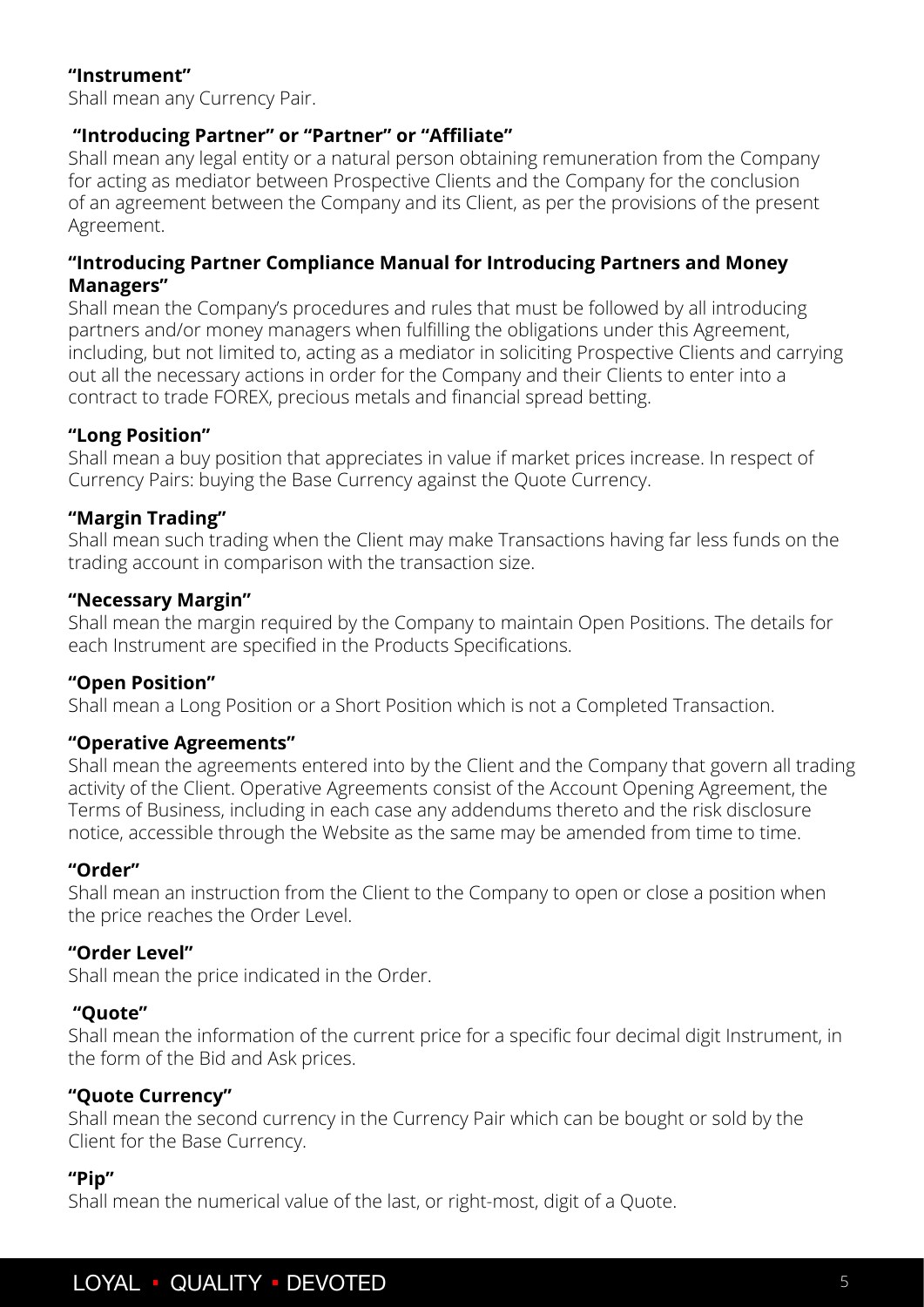**"Instrument"**
Shall mean any Currency Pair.

**"Introducing Partner" or "Partner" or "Affiliate"**
Shall mean any legal entity or a natural person obtaining remuneration from the Company for acting as mediator between Prospective Clients and the Company for the conclusion of an agreement between the Company and its Client, as per the provisions of the present Agreement.

**"Introducing Partner Compliance Manual for Introducing Partners and Money Managers"**
Shall mean the Company's procedures and rules that must be followed by all introducing partners and/or money managers when fulfilling the obligations under this Agreement, including, but not limited to, acting as a mediator in soliciting Prospective Clients and carrying out all the necessary actions in order for the Company and their Clients to enter into a contract to trade FOREX, precious metals and financial spread betting.

**"Long Position"**
Shall mean a buy position that appreciates in value if market prices increase. In respect of Currency Pairs: buying the Base Currency against the Quote Currency.

**"Margin Trading"**
Shall mean such trading when the Client may make Transactions having far less funds on the trading account in comparison with the transaction size.

**"Necessary Margin"**
Shall mean the margin required by the Company to maintain Open Positions. The details for each Instrument are specified in the Products Specifications.

**"Open Position"**
Shall mean a Long Position or a Short Position which is not a Completed Transaction.

**"Operative Agreements"**
Shall mean the agreements entered into by the Client and the Company that govern all trading activity of the Client. Operative Agreements consist of the Account Opening Agreement, the Terms of Business, including in each case any addendums thereto and the risk disclosure notice, accessible through the Website as the same may be amended from time to time.

**"Order"**
Shall mean an instruction from the Client to the Company to open or close a position when the price reaches the Order Level.

**"Order Level"**
Shall mean the price indicated in the Order.

**"Quote"**
Shall mean the information of the current price for a specific four decimal digit Instrument, in the form of the Bid and Ask prices.

**"Quote Currency"**
Shall mean the second currency in the Currency Pair which can be bought or sold by the Client for the Base Currency.

**"Pip"**
Shall mean the numerical value of the last, or right-most, digit of a Quote.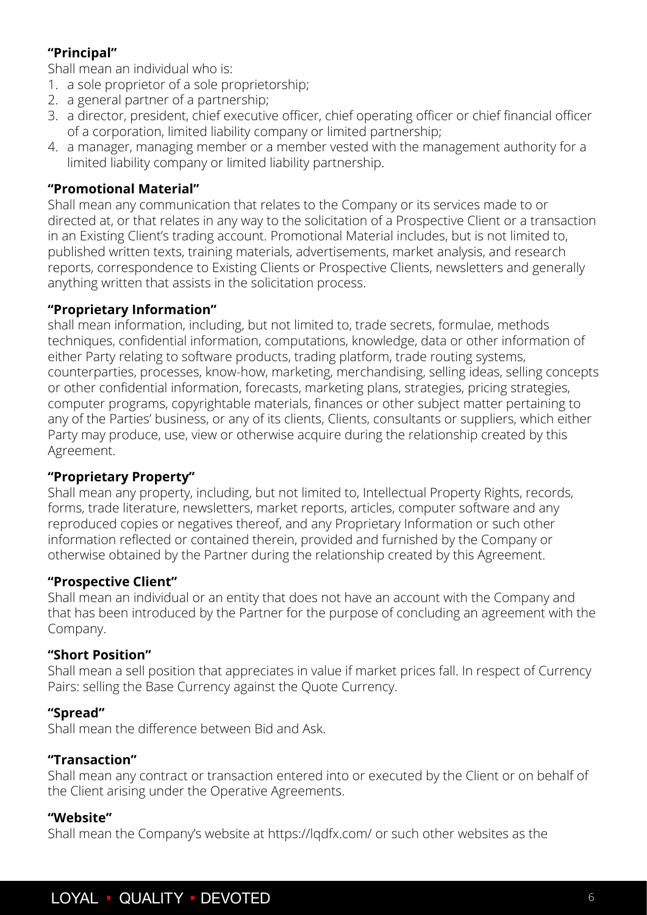**"Principal"**

Shall mean an individual who is:

1. a sole proprietor of a sole proprietorship;
2. a general partner of a partnership;
3. a director, president, chief executive officer, chief operating officer or chief financial officer of a corporation, limited liability company or limited partnership;
4. a manager, managing member or a member vested with the management authority for a limited liability company or limited liability partnership.

**"Promotional Material"**

Shall mean any communication that relates to the Company or its services made to or directed at, or that relates in any way to the solicitation of a Prospective Client or a transaction in an Existing Client's trading account. Promotional Material includes, but is not limited to, published written texts, training materials, advertisements, market analysis, and research reports, correspondence to Existing Clients or Prospective Clients, newsletters and generally anything written that assists in the solicitation process.

**"Proprietary Information"**

shall mean information, including, but not limited to, trade secrets, formulae, methods techniques, confidential information, computations, knowledge, data or other information of either Party relating to software products, trading platform, trade routing systems, counterparties, processes, know-how, marketing, merchandising, selling ideas, selling concepts or other confidential information, forecasts, marketing plans, strategies, pricing strategies, computer programs, copyrightable materials, finances or other subject matter pertaining to any of the Parties' business, or any of its clients, Clients, consultants or suppliers, which either Party may produce, use, view or otherwise acquire during the relationship created by this Agreement.

**"Proprietary Property"**

Shall mean any property, including, but not limited to, Intellectual Property Rights, records, forms, trade literature, newsletters, market reports, articles, computer software and any reproduced copies or negatives thereof, and any Proprietary Information or such other information reflected or contained therein, provided and furnished by the Company or otherwise obtained by the Partner during the relationship created by this Agreement.

**"Prospective Client"**

Shall mean an individual or an entity that does not have an account with the Company and that has been introduced by the Partner for the purpose of concluding an agreement with the Company.

**"Short Position"**

Shall mean a sell position that appreciates in value if market prices fall. In respect of Currency Pairs: selling the Base Currency against the Quote Currency.

**"Spread"**

Shall mean the difference between Bid and Ask.

**"Transaction"**

Shall mean any contract or transaction entered into or executed by the Client or on behalf of the Client arising under the Operative Agreements.

**"Website"**

Shall mean the Company's website at https://lqdfx.com/ or such other websites as the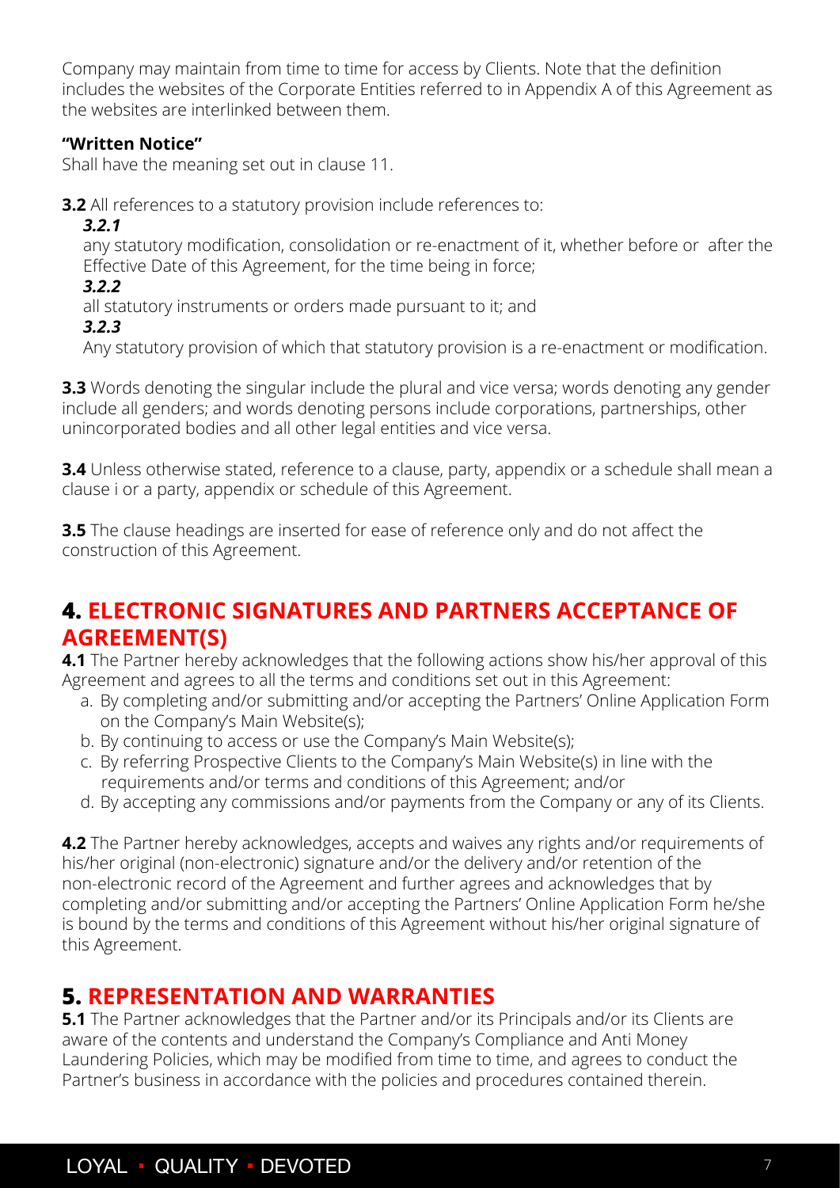Company may maintain from time to time for access by Clients. Note that the definition includes the websites of the Corporate Entities referred to in Appendix A of this Agreement as the websites are interlinked between them.

**"Written Notice"**
Shall have the meaning set out in clause 11.

**3.2** All references to a statutory provision include references to:

***3.2.1***
any statutory modification, consolidation or re-enactment of it, whether before or after the Effective Date of this Agreement, for the time being in force;

***3.2.2***
all statutory instruments or orders made pursuant to it; and

***3.2.3***
Any statutory provision of which that statutory provision is a re-enactment or modification.

**3.3** Words denoting the singular include the plural and vice versa; words denoting any gender include all genders; and words denoting persons include corporations, partnerships, other unincorporated bodies and all other legal entities and vice versa.

**3.4** Unless otherwise stated, reference to a clause, party, appendix or a schedule shall mean a clause i or a party, appendix or schedule of this Agreement.

**3.5** The clause headings are inserted for ease of reference only and do not affect the construction of this Agreement.

## 4. ELECTRONIC SIGNATURES AND PARTNERS ACCEPTANCE OF AGREEMENT(S)

**4.1** The Partner hereby acknowledges that the following actions show his/her approval of this Agreement and agrees to all the terms and conditions set out in this Agreement:

a. By completing and/or submitting and/or accepting the Partners' Online Application Form on the Company's Main Website(s);
b. By continuing to access or use the Company's Main Website(s);
c. By referring Prospective Clients to the Company's Main Website(s) in line with the requirements and/or terms and conditions of this Agreement; and/or
d. By accepting any commissions and/or payments from the Company or any of its Clients.

**4.2** The Partner hereby acknowledges, accepts and waives any rights and/or requirements of his/her original (non-electronic) signature and/or the delivery and/or retention of the non-electronic record of the Agreement and further agrees and acknowledges that by completing and/or submitting and/or accepting the Partners' Online Application Form he/she is bound by the terms and conditions of this Agreement without his/her original signature of this Agreement.

## 5. REPRESENTATION AND WARRANTIES

**5.1** The Partner acknowledges that the Partner and/or its Principals and/or its Clients are aware of the contents and understand the Company's Compliance and Anti Money Laundering Policies, which may be modified from time to time, and agrees to conduct the Partner's business in accordance with the policies and procedures contained therein.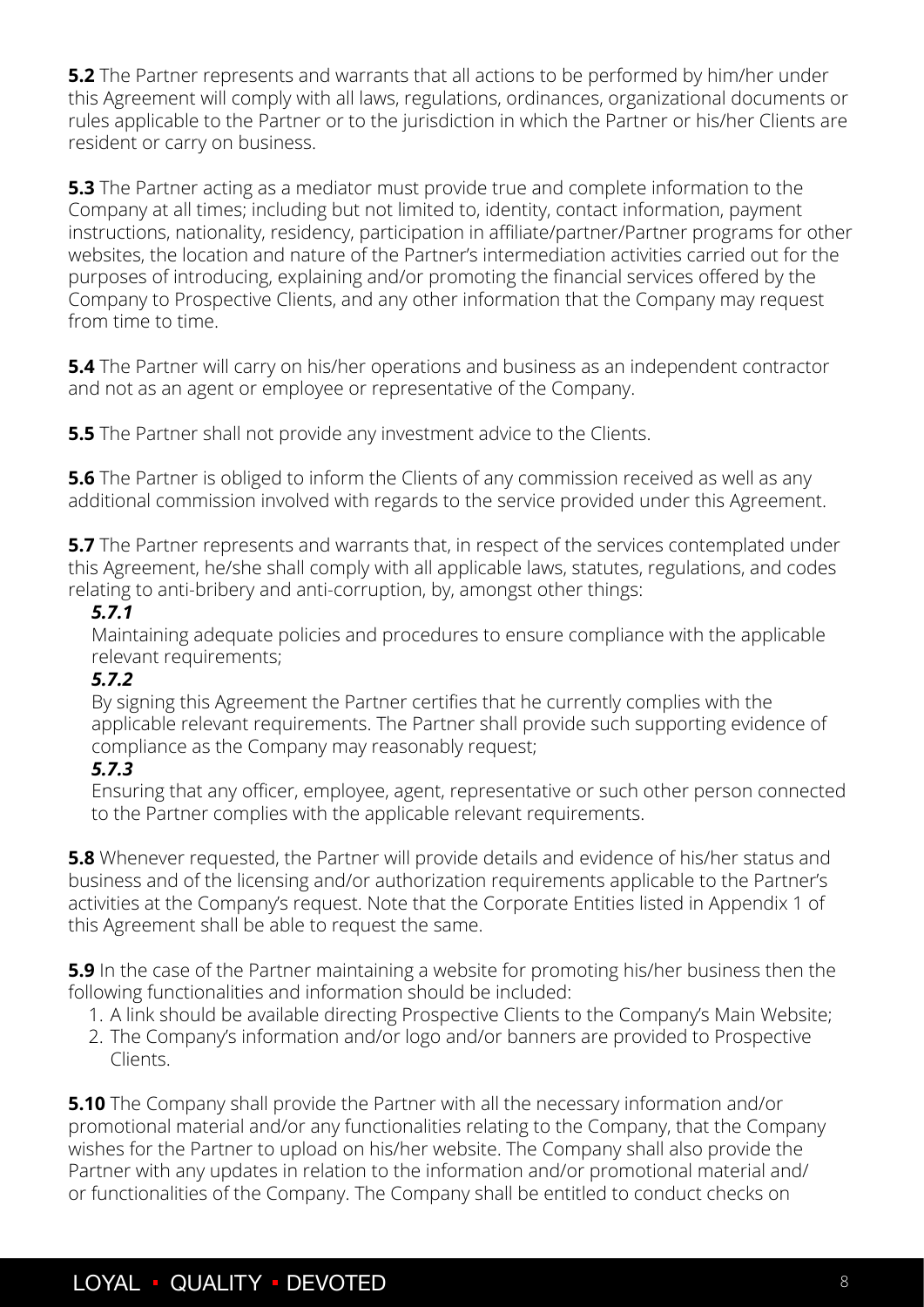**5.2** The Partner represents and warrants that all actions to be performed by him/her under this Agreement will comply with all laws, regulations, ordinances, organizational documents or rules applicable to the Partner or to the jurisdiction in which the Partner or his/her Clients are resident or carry on business.

**5.3** The Partner acting as a mediator must provide true and complete information to the Company at all times; including but not limited to, identity, contact information, payment instructions, nationality, residency, participation in affiliate/partner/Partner programs for other websites, the location and nature of the Partner's intermediation activities carried out for the purposes of introducing, explaining and/or promoting the financial services offered by the Company to Prospective Clients, and any other information that the Company may request from time to time.

**5.4** The Partner will carry on his/her operations and business as an independent contractor and not as an agent or employee or representative of the Company.

**5.5** The Partner shall not provide any investment advice to the Clients.

**5.6** The Partner is obliged to inform the Clients of any commission received as well as any additional commission involved with regards to the service provided under this Agreement.

**5.7** The Partner represents and warrants that, in respect of the services contemplated under this Agreement, he/she shall comply with all applicable laws, statutes, regulations, and codes relating to anti-bribery and anti-corruption, by, amongst other things:

***5.7.1***
Maintaining adequate policies and procedures to ensure compliance with the applicable relevant requirements;

***5.7.2***
By signing this Agreement the Partner certifies that he currently complies with the applicable relevant requirements. The Partner shall provide such supporting evidence of compliance as the Company may reasonably request;

***5.7.3***
Ensuring that any officer, employee, agent, representative or such other person connected to the Partner complies with the applicable relevant requirements.

**5.8** Whenever requested, the Partner will provide details and evidence of his/her status and business and of the licensing and/or authorization requirements applicable to the Partner's activities at the Company's request. Note that the Corporate Entities listed in Appendix 1 of this Agreement shall be able to request the same.

**5.9** In the case of the Partner maintaining a website for promoting his/her business then the following functionalities and information should be included:

1. A link should be available directing Prospective Clients to the Company's Main Website;
2. The Company's information and/or logo and/or banners are provided to Prospective Clients.

**5.10** The Company shall provide the Partner with all the necessary information and/or promotional material and/or any functionalities relating to the Company, that the Company wishes for the Partner to upload on his/her website. The Company shall also provide the Partner with any updates in relation to the information and/or promotional material and/or functionalities of the Company. The Company shall be entitled to conduct checks on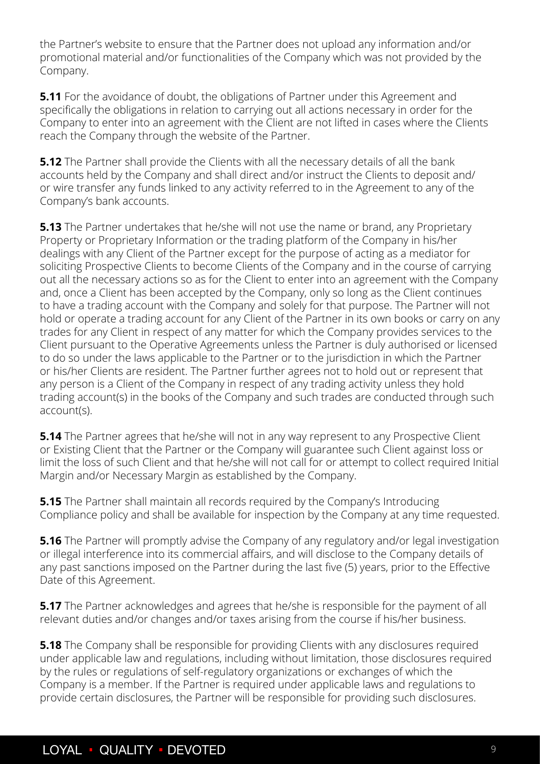the Partner's website to ensure that the Partner does not upload any information and/or promotional material and/or functionalities of the Company which was not provided by the Company.

**5.11** For the avoidance of doubt, the obligations of Partner under this Agreement and specifically the obligations in relation to carrying out all actions necessary in order for the Company to enter into an agreement with the Client are not lifted in cases where the Clients reach the Company through the website of the Partner.

**5.12** The Partner shall provide the Clients with all the necessary details of all the bank accounts held by the Company and shall direct and/or instruct the Clients to deposit and/or wire transfer any funds linked to any activity referred to in the Agreement to any of the Company's bank accounts.

**5.13** The Partner undertakes that he/she will not use the name or brand, any Proprietary Property or Proprietary Information or the trading platform of the Company in his/her dealings with any Client of the Partner except for the purpose of acting as a mediator for soliciting Prospective Clients to become Clients of the Company and in the course of carrying out all the necessary actions so as for the Client to enter into an agreement with the Company and, once a Client has been accepted by the Company, only so long as the Client continues to have a trading account with the Company and solely for that purpose. The Partner will not hold or operate a trading account for any Client of the Partner in its own books or carry on any trades for any Client in respect of any matter for which the Company provides services to the Client pursuant to the Operative Agreements unless the Partner is duly authorised or licensed to do so under the laws applicable to the Partner or to the jurisdiction in which the Partner or his/her Clients are resident. The Partner further agrees not to hold out or represent that any person is a Client of the Company in respect of any trading activity unless they hold trading account(s) in the books of the Company and such trades are conducted through such account(s).

**5.14** The Partner agrees that he/she will not in any way represent to any Prospective Client or Existing Client that the Partner or the Company will guarantee such Client against loss or limit the loss of such Client and that he/she will not call for or attempt to collect required Initial Margin and/or Necessary Margin as established by the Company.

**5.15** The Partner shall maintain all records required by the Company's Introducing Compliance policy and shall be available for inspection by the Company at any time requested.

**5.16** The Partner will promptly advise the Company of any regulatory and/or legal investigation or illegal interference into its commercial affairs, and will disclose to the Company details of any past sanctions imposed on the Partner during the last five (5) years, prior to the Effective Date of this Agreement.

**5.17** The Partner acknowledges and agrees that he/she is responsible for the payment of all relevant duties and/or changes and/or taxes arising from the course if his/her business.

**5.18** The Company shall be responsible for providing Clients with any disclosures required under applicable law and regulations, including without limitation, those disclosures required by the rules or regulations of self-regulatory organizations or exchanges of which the Company is a member. If the Partner is required under applicable laws and regulations to provide certain disclosures, the Partner will be responsible for providing such disclosures.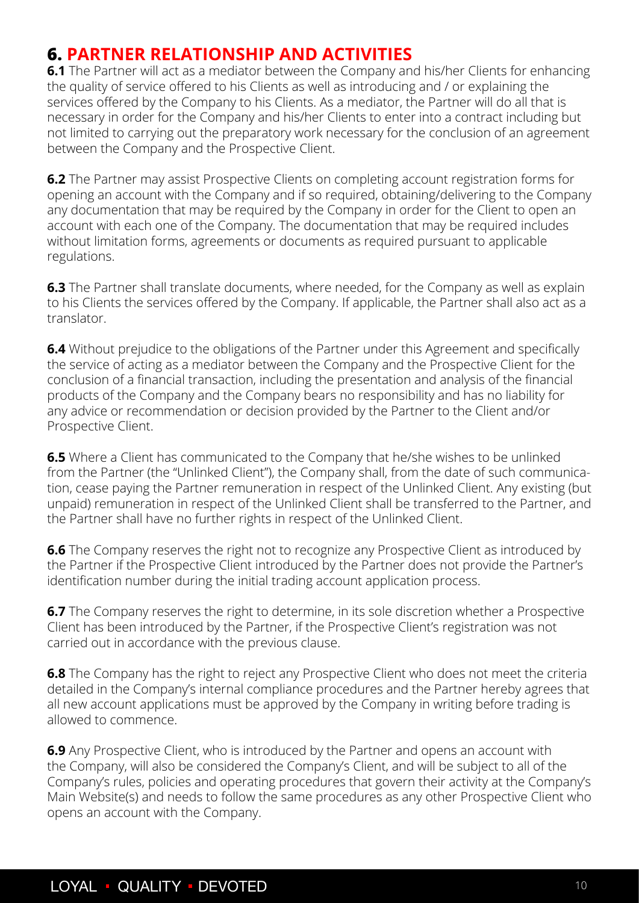## 6. PARTNER RELATIONSHIP AND ACTIVITIES

**6.1** The Partner will act as a mediator between the Company and his/her Clients for enhancing the quality of service offered to his Clients as well as introducing and / or explaining the services offered by the Company to his Clients. As a mediator, the Partner will do all that is necessary in order for the Company and his/her Clients to enter into a contract including but not limited to carrying out the preparatory work necessary for the conclusion of an agreement between the Company and the Prospective Client.

**6.2** The Partner may assist Prospective Clients on completing account registration forms for opening an account with the Company and if so required, obtaining/delivering to the Company any documentation that may be required by the Company in order for the Client to open an account with each one of the Company. The documentation that may be required includes without limitation forms, agreements or documents as required pursuant to applicable regulations.

**6.3** The Partner shall translate documents, where needed, for the Company as well as explain to his Clients the services offered by the Company. If applicable, the Partner shall also act as a translator.

**6.4** Without prejudice to the obligations of the Partner under this Agreement and specifically the service of acting as a mediator between the Company and the Prospective Client for the conclusion of a financial transaction, including the presentation and analysis of the financial products of the Company and the Company bears no responsibility and has no liability for any advice or recommendation or decision provided by the Partner to the Client and/or Prospective Client.

**6.5** Where a Client has communicated to the Company that he/she wishes to be unlinked from the Partner (the "Unlinked Client"), the Company shall, from the date of such communication, cease paying the Partner remuneration in respect of the Unlinked Client. Any existing (but unpaid) remuneration in respect of the Unlinked Client shall be transferred to the Partner, and the Partner shall have no further rights in respect of the Unlinked Client.

**6.6** The Company reserves the right not to recognize any Prospective Client as introduced by the Partner if the Prospective Client introduced by the Partner does not provide the Partner's identification number during the initial trading account application process.

**6.7** The Company reserves the right to determine, in its sole discretion whether a Prospective Client has been introduced by the Partner, if the Prospective Client's registration was not carried out in accordance with the previous clause.

**6.8** The Company has the right to reject any Prospective Client who does not meet the criteria detailed in the Company's internal compliance procedures and the Partner hereby agrees that all new account applications must be approved by the Company in writing before trading is allowed to commence.

**6.9** Any Prospective Client, who is introduced by the Partner and opens an account with the Company, will also be considered the Company's Client, and will be subject to all of the Company's rules, policies and operating procedures that govern their activity at the Company's Main Website(s) and needs to follow the same procedures as any other Prospective Client who opens an account with the Company.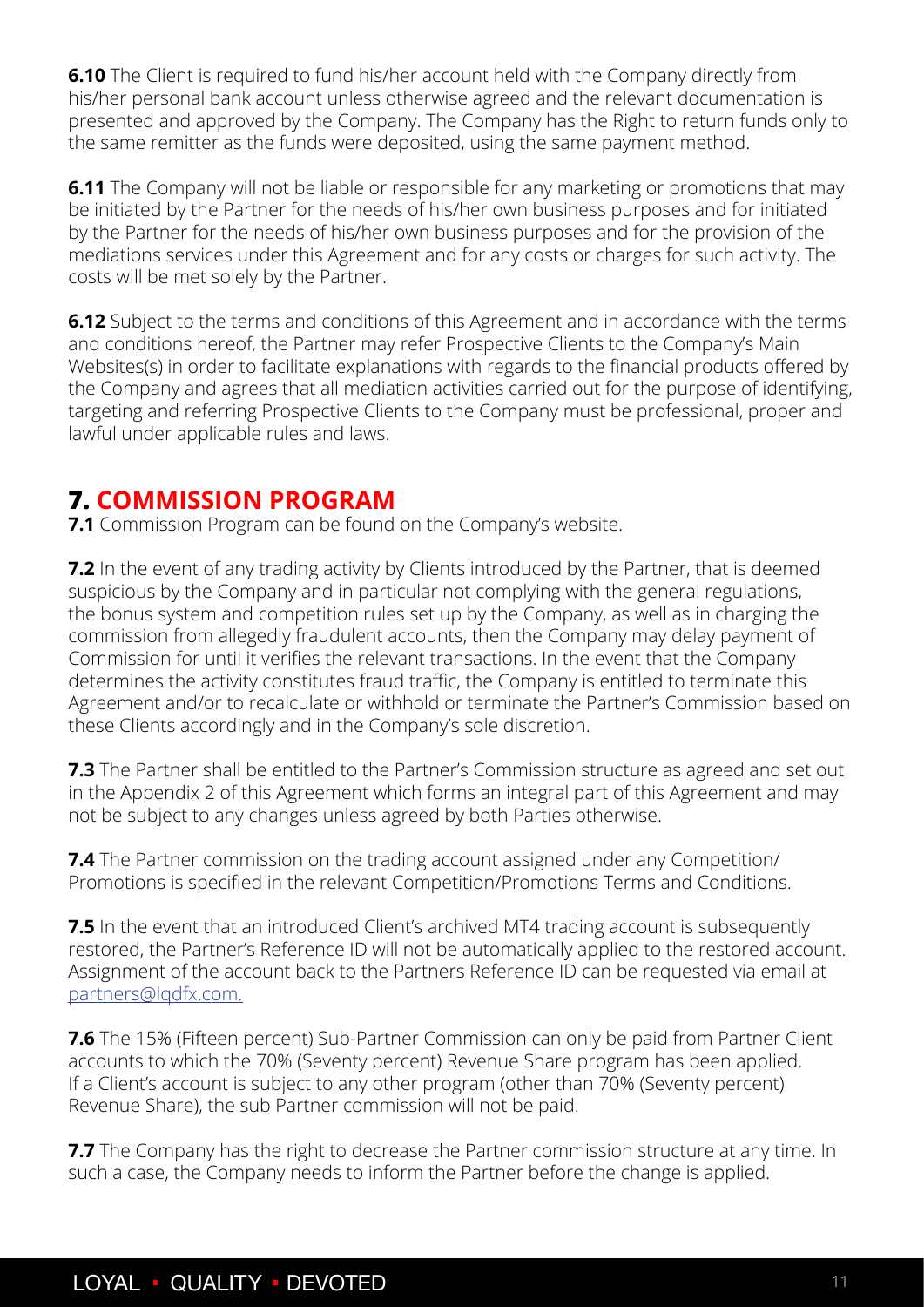**6.10** The Client is required to fund his/her account held with the Company directly from his/her personal bank account unless otherwise agreed and the relevant documentation is presented and approved by the Company. The Company has the Right to return funds only to the same remitter as the funds were deposited, using the same payment method.

**6.11** The Company will not be liable or responsible for any marketing or promotions that may be initiated by the Partner for the needs of his/her own business purposes and for initiated by the Partner for the needs of his/her own business purposes and for the provision of the mediations services under this Agreement and for any costs or charges for such activity. The costs will be met solely by the Partner.

**6.12** Subject to the terms and conditions of this Agreement and in accordance with the terms and conditions hereof, the Partner may refer Prospective Clients to the Company's Main Websites(s) in order to facilitate explanations with regards to the financial products offered by the Company and agrees that all mediation activities carried out for the purpose of identifying, targeting and referring Prospective Clients to the Company must be professional, proper and lawful under applicable rules and laws.

## 7. COMMISSION PROGRAM

**7.1** Commission Program can be found on the Company's website.

**7.2** In the event of any trading activity by Clients introduced by the Partner, that is deemed suspicious by the Company and in particular not complying with the general regulations, the bonus system and competition rules set up by the Company, as well as in charging the commission from allegedly fraudulent accounts, then the Company may delay payment of Commission for until it verifies the relevant transactions. In the event that the Company determines the activity constitutes fraud traffic, the Company is entitled to terminate this Agreement and/or to recalculate or withhold or terminate the Partner's Commission based on these Clients accordingly and in the Company's sole discretion.

**7.3** The Partner shall be entitled to the Partner's Commission structure as agreed and set out in the Appendix 2 of this Agreement which forms an integral part of this Agreement and may not be subject to any changes unless agreed by both Parties otherwise.

**7.4** The Partner commission on the trading account assigned under any Competition/ Promotions is specified in the relevant Competition/Promotions Terms and Conditions.

**7.5** In the event that an introduced Client's archived MT4 trading account is subsequently restored, the Partner's Reference ID will not be automatically applied to the restored account. Assignment of the account back to the Partners Reference ID can be requested via email at partners@lqdfx.com.

**7.6** The 15% (Fifteen percent) Sub-Partner Commission can only be paid from Partner Client accounts to which the 70% (Seventy percent) Revenue Share program has been applied. If a Client's account is subject to any other program (other than 70% (Seventy percent) Revenue Share), the sub Partner commission will not be paid.

**7.7** The Company has the right to decrease the Partner commission structure at any time. In such a case, the Company needs to inform the Partner before the change is applied.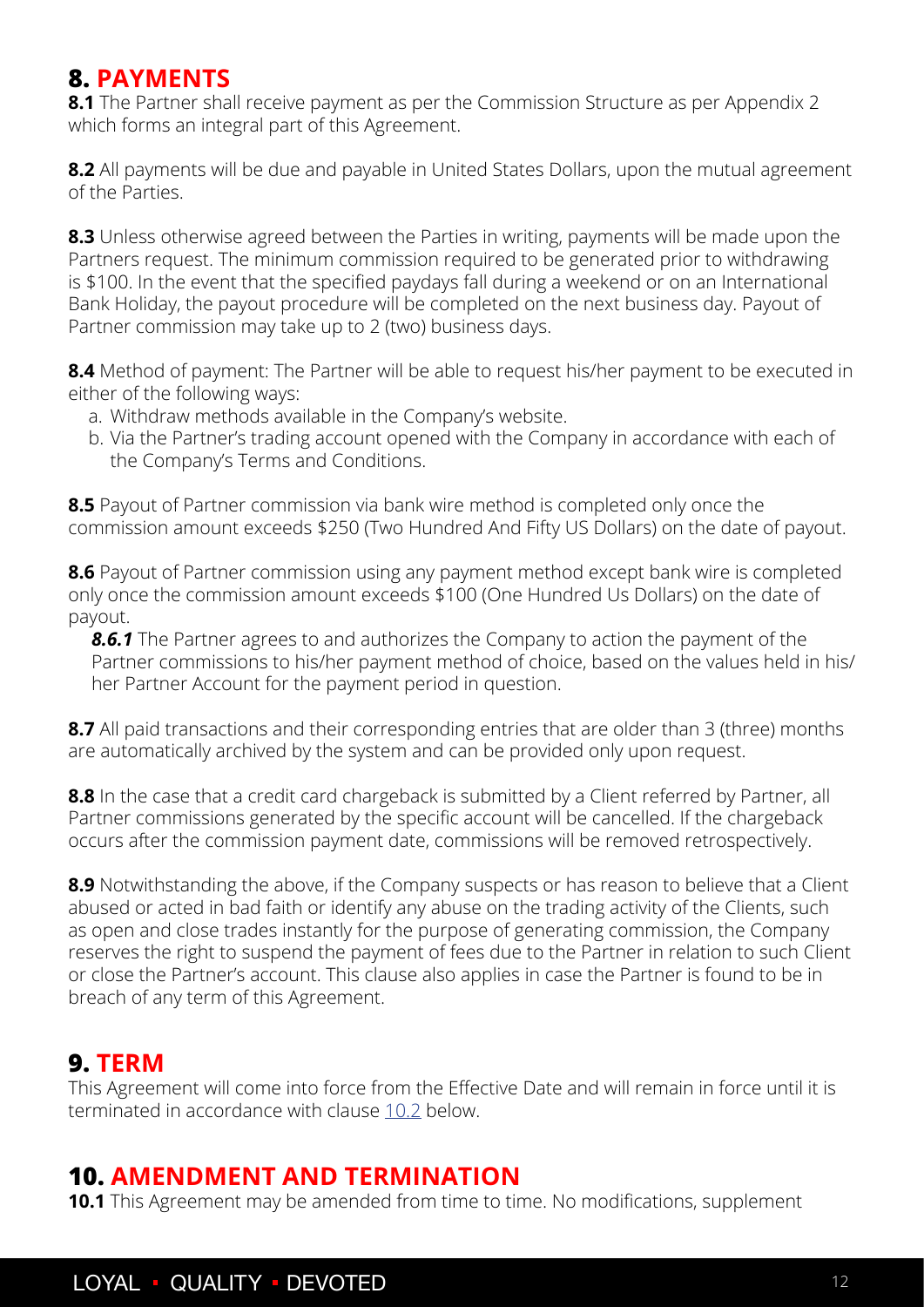## 8. PAYMENTS

**8.1** The Partner shall receive payment as per the Commission Structure as per Appendix 2 which forms an integral part of this Agreement.

**8.2** All payments will be due and payable in United States Dollars, upon the mutual agreement of the Parties.

**8.3** Unless otherwise agreed between the Parties in writing, payments will be made upon the Partners request. The minimum commission required to be generated prior to withdrawing is $100. In the event that the specified paydays fall during a weekend or on an International Bank Holiday, the payout procedure will be completed on the next business day. Payout of Partner commission may take up to 2 (two) business days.

**8.4** Method of payment: The Partner will be able to request his/her payment to be executed in either of the following ways:

a. Withdraw methods available in the Company's website.
b. Via the Partner's trading account opened with the Company in accordance with each of the Company's Terms and Conditions.

**8.5** Payout of Partner commission via bank wire method is completed only once the commission amount exceeds $250 (Two Hundred And Fifty US Dollars) on the date of payout.

**8.6** Payout of Partner commission using any payment method except bank wire is completed only once the commission amount exceeds $100 (One Hundred Us Dollars) on the date of payout.

***8.6.1*** The Partner agrees to and authorizes the Company to action the payment of the Partner commissions to his/her payment method of choice, based on the values held in his/her Partner Account for the payment period in question.

**8.7** All paid transactions and their corresponding entries that are older than 3 (three) months are automatically archived by the system and can be provided only upon request.

**8.8** In the case that a credit card chargeback is submitted by a Client referred by Partner, all Partner commissions generated by the specific account will be cancelled. If the chargeback occurs after the commission payment date, commissions will be removed retrospectively.

**8.9** Notwithstanding the above, if the Company suspects or has reason to believe that a Client abused or acted in bad faith or identify any abuse on the trading activity of the Clients, such as open and close trades instantly for the purpose of generating commission, the Company reserves the right to suspend the payment of fees due to the Partner in relation to such Client or close the Partner's account. This clause also applies in case the Partner is found to be in breach of any term of this Agreement.

## 9. TERM

This Agreement will come into force from the Effective Date and will remain in force until it is terminated in accordance with clause 10.2 below.

## 10. AMENDMENT AND TERMINATION

**10.1** This Agreement may be amended from time to time. No modifications, supplement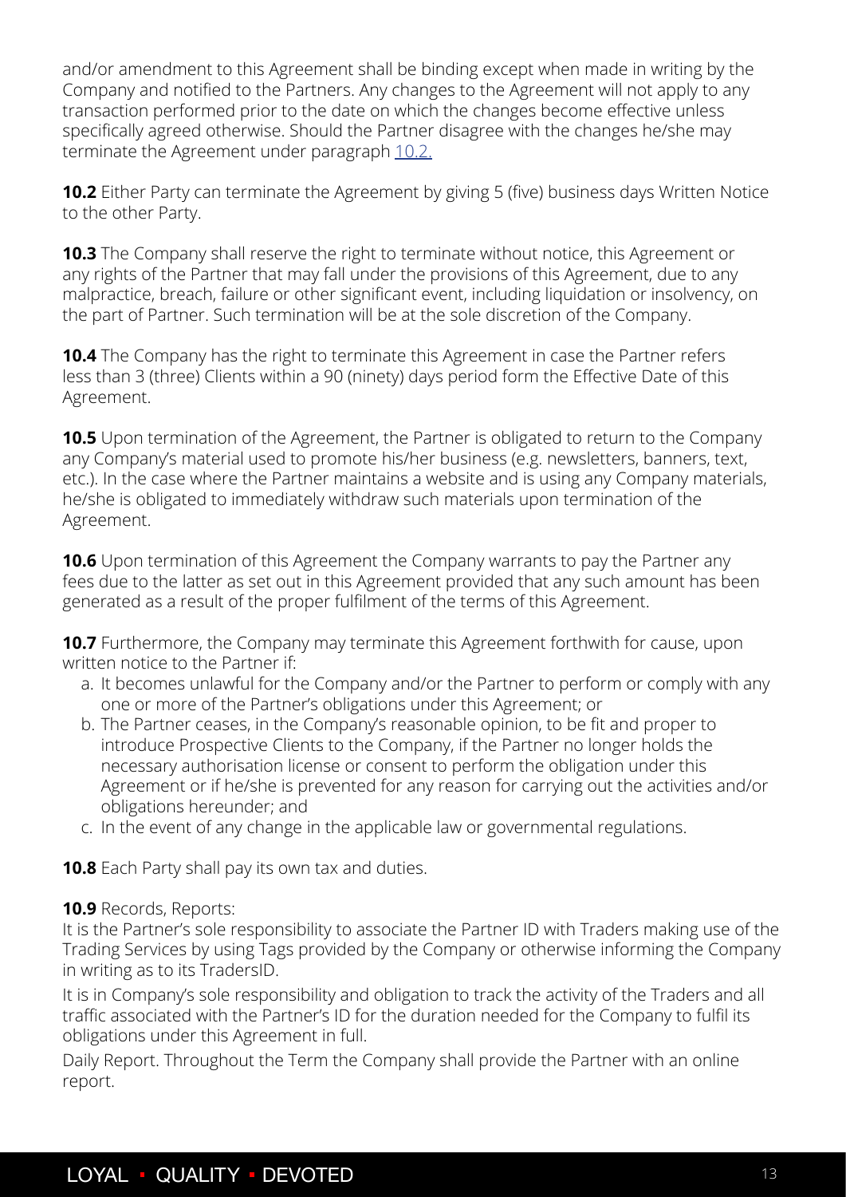and/or amendment to this Agreement shall be binding except when made in writing by the Company and notified to the Partners. Any changes to the Agreement will not apply to any transaction performed prior to the date on which the changes become effective unless specifically agreed otherwise. Should the Partner disagree with the changes he/she may terminate the Agreement under paragraph 10.2.

**10.2** Either Party can terminate the Agreement by giving 5 (five) business days Written Notice to the other Party.

**10.3** The Company shall reserve the right to terminate without notice, this Agreement or any rights of the Partner that may fall under the provisions of this Agreement, due to any malpractice, breach, failure or other significant event, including liquidation or insolvency, on the part of Partner. Such termination will be at the sole discretion of the Company.

**10.4** The Company has the right to terminate this Agreement in case the Partner refers less than 3 (three) Clients within a 90 (ninety) days period form the Effective Date of this Agreement.

**10.5** Upon termination of the Agreement, the Partner is obligated to return to the Company any Company's material used to promote his/her business (e.g. newsletters, banners, text, etc.). In the case where the Partner maintains a website and is using any Company materials, he/she is obligated to immediately withdraw such materials upon termination of the Agreement.

**10.6** Upon termination of this Agreement the Company warrants to pay the Partner any fees due to the latter as set out in this Agreement provided that any such amount has been generated as a result of the proper fulfilment of the terms of this Agreement.

**10.7** Furthermore, the Company may terminate this Agreement forthwith for cause, upon written notice to the Partner if:

a. It becomes unlawful for the Company and/or the Partner to perform or comply with any one or more of the Partner's obligations under this Agreement; or
b. The Partner ceases, in the Company's reasonable opinion, to be fit and proper to introduce Prospective Clients to the Company, if the Partner no longer holds the necessary authorisation license or consent to perform the obligation under this Agreement or if he/she is prevented for any reason for carrying out the activities and/or obligations hereunder; and
c. In the event of any change in the applicable law or governmental regulations.

**10.8** Each Party shall pay its own tax and duties.

**10.9** Records, Reports:

It is the Partner's sole responsibility to associate the Partner ID with Traders making use of the Trading Services by using Tags provided by the Company or otherwise informing the Company in writing as to its TradersID.

It is in Company's sole responsibility and obligation to track the activity of the Traders and all traffic associated with the Partner's ID for the duration needed for the Company to fulfil its obligations under this Agreement in full.

Daily Report. Throughout the Term the Company shall provide the Partner with an online report.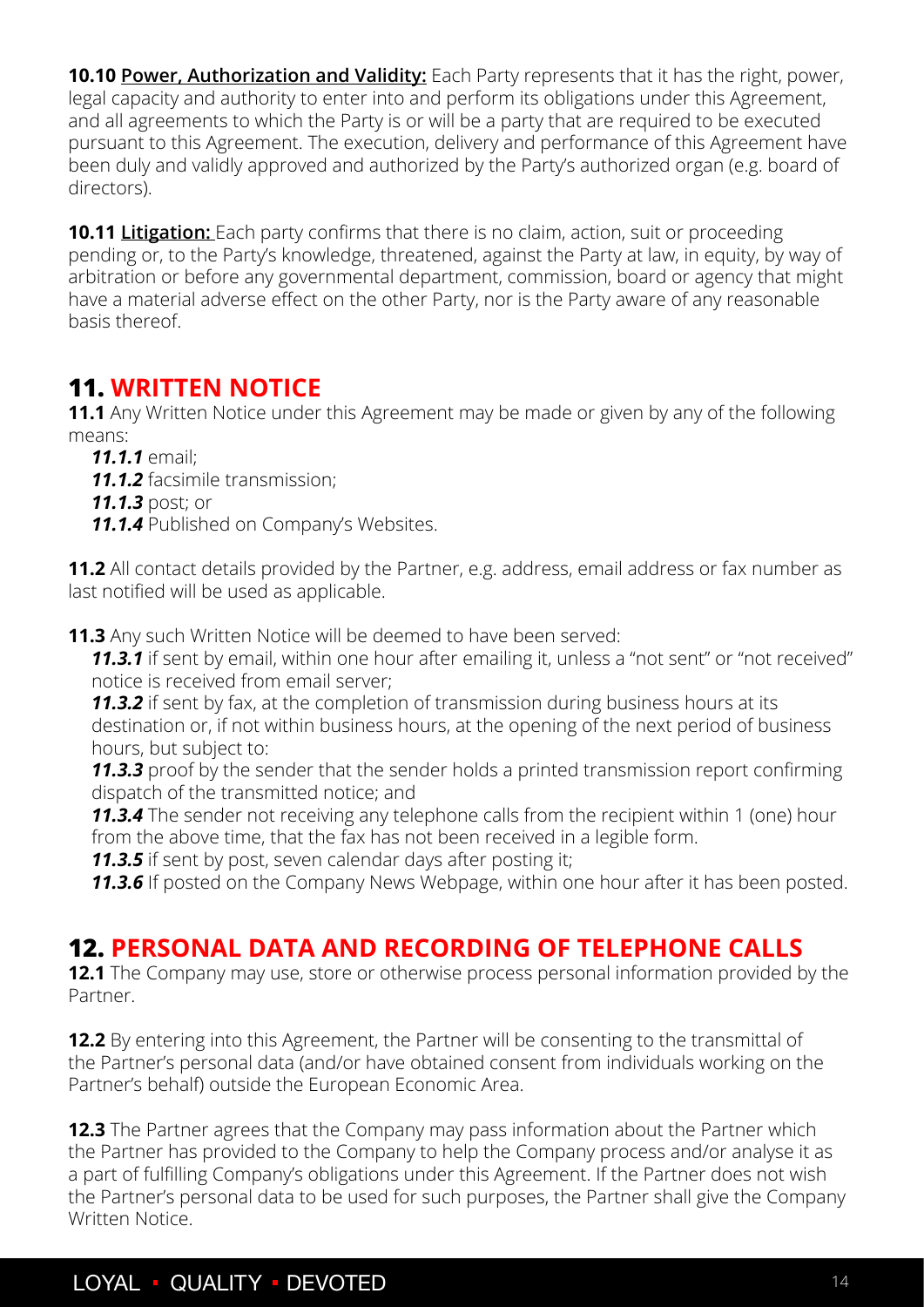**10.10 Power, Authorization and Validity:** Each Party represents that it has the right, power, legal capacity and authority to enter into and perform its obligations under this Agreement, and all agreements to which the Party is or will be a party that are required to be executed pursuant to this Agreement. The execution, delivery and performance of this Agreement have been duly and validly approved and authorized by the Party's authorized organ (e.g. board of directors).

**10.11 Litigation:** Each party confirms that there is no claim, action, suit or proceeding pending or, to the Party's knowledge, threatened, against the Party at law, in equity, by way of arbitration or before any governmental department, commission, board or agency that might have a material adverse effect on the other Party, nor is the Party aware of any reasonable basis thereof.

## 11. WRITTEN NOTICE

**11.1** Any Written Notice under this Agreement may be made or given by any of the following means:

***11.1.1*** email;
***11.1.2*** facsimile transmission;
***11.1.3*** post; or
***11.1.4*** Published on Company's Websites.

**11.2** All contact details provided by the Partner, e.g. address, email address or fax number as last notified will be used as applicable.

**11.3** Any such Written Notice will be deemed to have been served:

***11.3.1*** if sent by email, within one hour after emailing it, unless a "not sent" or "not received" notice is received from email server;

***11.3.2*** if sent by fax, at the completion of transmission during business hours at its destination or, if not within business hours, at the opening of the next period of business hours, but subject to:

***11.3.3*** proof by the sender that the sender holds a printed transmission report confirming dispatch of the transmitted notice; and

***11.3.4*** The sender not receiving any telephone calls from the recipient within 1 (one) hour from the above time, that the fax has not been received in a legible form.

***11.3.5*** if sent by post, seven calendar days after posting it;

***11.3.6*** If posted on the Company News Webpage, within one hour after it has been posted.

## 12. PERSONAL DATA AND RECORDING OF TELEPHONE CALLS

**12.1** The Company may use, store or otherwise process personal information provided by the Partner.

**12.2** By entering into this Agreement, the Partner will be consenting to the transmittal of the Partner's personal data (and/or have obtained consent from individuals working on the Partner's behalf) outside the European Economic Area.

**12.3** The Partner agrees that the Company may pass information about the Partner which the Partner has provided to the Company to help the Company process and/or analyse it as a part of fulfilling Company's obligations under this Agreement. If the Partner does not wish the Partner's personal data to be used for such purposes, the Partner shall give the Company Written Notice.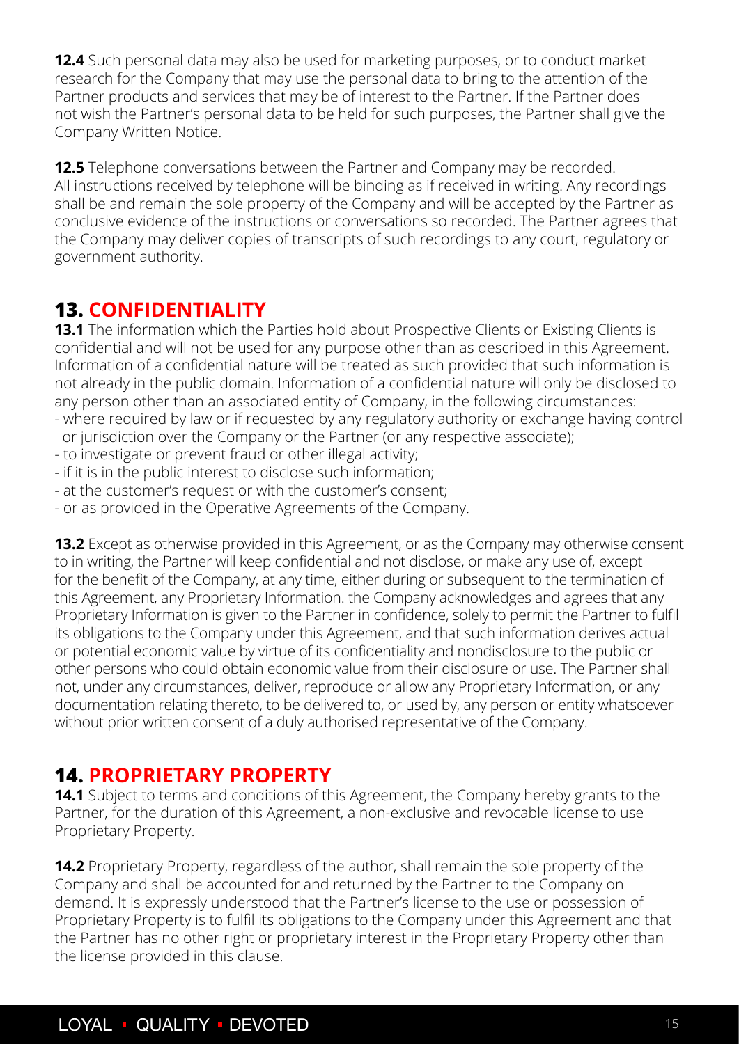**12.4** Such personal data may also be used for marketing purposes, or to conduct market research for the Company that may use the personal data to bring to the attention of the Partner products and services that may be of interest to the Partner. If the Partner does not wish the Partner's personal data to be held for such purposes, the Partner shall give the Company Written Notice.

**12.5** Telephone conversations between the Partner and Company may be recorded. All instructions received by telephone will be binding as if received in writing. Any recordings shall be and remain the sole property of the Company and will be accepted by the Partner as conclusive evidence of the instructions or conversations so recorded. The Partner agrees that the Company may deliver copies of transcripts of such recordings to any court, regulatory or government authority.

## 13. CONFIDENTIALITY

**13.1** The information which the Parties hold about Prospective Clients or Existing Clients is confidential and will not be used for any purpose other than as described in this Agreement. Information of a confidential nature will be treated as such provided that such information is not already in the public domain. Information of a confidential nature will only be disclosed to any person other than an associated entity of Company, in the following circumstances:

- where required by law or if requested by any regulatory authority or exchange having control or jurisdiction over the Company or the Partner (or any respective associate);
- to investigate or prevent fraud or other illegal activity;
- if it is in the public interest to disclose such information;
- at the customer's request or with the customer's consent;
- or as provided in the Operative Agreements of the Company.

**13.2** Except as otherwise provided in this Agreement, or as the Company may otherwise consent to in writing, the Partner will keep confidential and not disclose, or make any use of, except for the benefit of the Company, at any time, either during or subsequent to the termination of this Agreement, any Proprietary Information. the Company acknowledges and agrees that any Proprietary Information is given to the Partner in confidence, solely to permit the Partner to fulfil its obligations to the Company under this Agreement, and that such information derives actual or potential economic value by virtue of its confidentiality and nondisclosure to the public or other persons who could obtain economic value from their disclosure or use. The Partner shall not, under any circumstances, deliver, reproduce or allow any Proprietary Information, or any documentation relating thereto, to be delivered to, or used by, any person or entity whatsoever without prior written consent of a duly authorised representative of the Company.

## 14. PROPRIETARY PROPERTY

**14.1** Subject to terms and conditions of this Agreement, the Company hereby grants to the Partner, for the duration of this Agreement, a non-exclusive and revocable license to use Proprietary Property.

**14.2** Proprietary Property, regardless of the author, shall remain the sole property of the Company and shall be accounted for and returned by the Partner to the Company on demand. It is expressly understood that the Partner's license to the use or possession of Proprietary Property is to fulfil its obligations to the Company under this Agreement and that the Partner has no other right or proprietary interest in the Proprietary Property other than the license provided in this clause.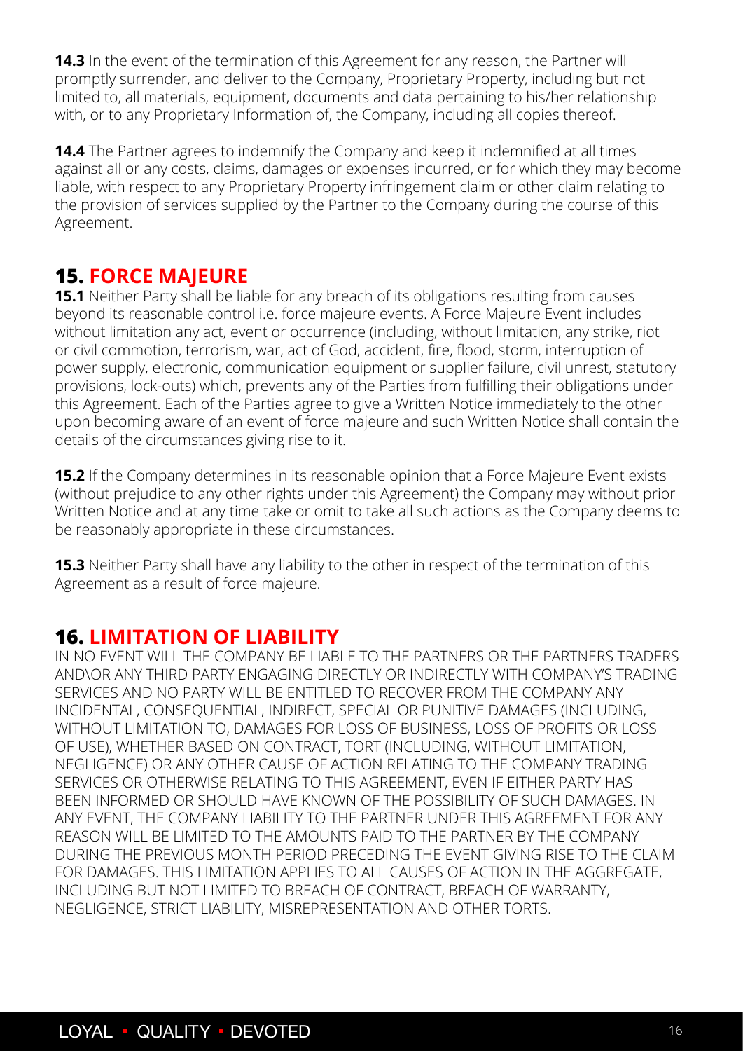**14.3** In the event of the termination of this Agreement for any reason, the Partner will promptly surrender, and deliver to the Company, Proprietary Property, including but not limited to, all materials, equipment, documents and data pertaining to his/her relationship with, or to any Proprietary Information of, the Company, including all copies thereof.

**14.4** The Partner agrees to indemnify the Company and keep it indemnified at all times against all or any costs, claims, damages or expenses incurred, or for which they may become liable, with respect to any Proprietary Property infringement claim or other claim relating to the provision of services supplied by the Partner to the Company during the course of this Agreement.

## 15. FORCE MAJEURE

**15.1** Neither Party shall be liable for any breach of its obligations resulting from causes beyond its reasonable control i.e. force majeure events. A Force Majeure Event includes without limitation any act, event or occurrence (including, without limitation, any strike, riot or civil commotion, terrorism, war, act of God, accident, fire, flood, storm, interruption of power supply, electronic, communication equipment or supplier failure, civil unrest, statutory provisions, lock-outs) which, prevents any of the Parties from fulfilling their obligations under this Agreement. Each of the Parties agree to give a Written Notice immediately to the other upon becoming aware of an event of force majeure and such Written Notice shall contain the details of the circumstances giving rise to it.

**15.2** If the Company determines in its reasonable opinion that a Force Majeure Event exists (without prejudice to any other rights under this Agreement) the Company may without prior Written Notice and at any time take or omit to take all such actions as the Company deems to be reasonably appropriate in these circumstances.

**15.3** Neither Party shall have any liability to the other in respect of the termination of this Agreement as a result of force majeure.

## 16. LIMITATION OF LIABILITY

IN NO EVENT WILL THE COMPANY BE LIABLE TO THE PARTNERS OR THE PARTNERS TRADERS AND\OR ANY THIRD PARTY ENGAGING DIRECTLY OR INDIRECTLY WITH COMPANY'S TRADING SERVICES AND NO PARTY WILL BE ENTITLED TO RECOVER FROM THE COMPANY ANY INCIDENTAL, CONSEQUENTIAL, INDIRECT, SPECIAL OR PUNITIVE DAMAGES (INCLUDING, WITHOUT LIMITATION TO, DAMAGES FOR LOSS OF BUSINESS, LOSS OF PROFITS OR LOSS OF USE), WHETHER BASED ON CONTRACT, TORT (INCLUDING, WITHOUT LIMITATION, NEGLIGENCE) OR ANY OTHER CAUSE OF ACTION RELATING TO THE COMPANY TRADING SERVICES OR OTHERWISE RELATING TO THIS AGREEMENT, EVEN IF EITHER PARTY HAS BEEN INFORMED OR SHOULD HAVE KNOWN OF THE POSSIBILITY OF SUCH DAMAGES. IN ANY EVENT, THE COMPANY LIABILITY TO THE PARTNER UNDER THIS AGREEMENT FOR ANY REASON WILL BE LIMITED TO THE AMOUNTS PAID TO THE PARTNER BY THE COMPANY DURING THE PREVIOUS MONTH PERIOD PRECEDING THE EVENT GIVING RISE TO THE CLAIM FOR DAMAGES. THIS LIMITATION APPLIES TO ALL CAUSES OF ACTION IN THE AGGREGATE, INCLUDING BUT NOT LIMITED TO BREACH OF CONTRACT, BREACH OF WARRANTY, NEGLIGENCE, STRICT LIABILITY, MISREPRESENTATION AND OTHER TORTS.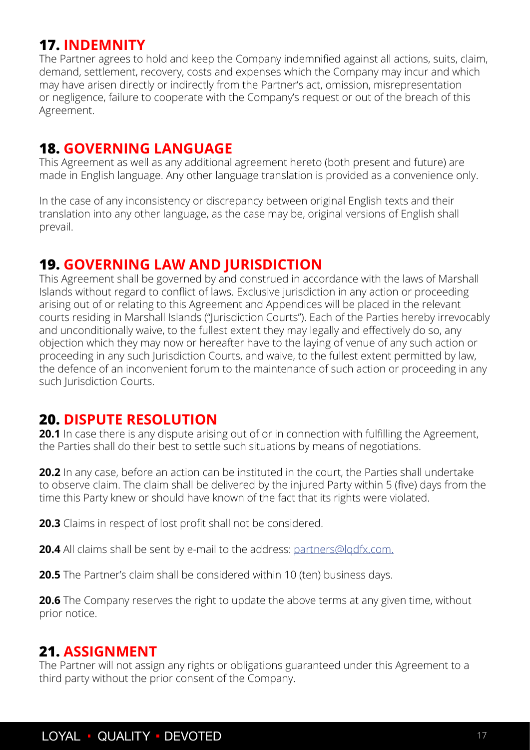## 17. INDEMNITY

The Partner agrees to hold and keep the Company indemnified against all actions, suits, claim, demand, settlement, recovery, costs and expenses which the Company may incur and which may have arisen directly or indirectly from the Partner's act, omission, misrepresentation or negligence, failure to cooperate with the Company's request or out of the breach of this Agreement.

## 18. GOVERNING LANGUAGE

This Agreement as well as any additional agreement hereto (both present and future) are made in English language. Any other language translation is provided as a convenience only.

In the case of any inconsistency or discrepancy between original English texts and their translation into any other language, as the case may be, original versions of English shall prevail.

## 19. GOVERNING LAW AND JURISDICTION

This Agreement shall be governed by and construed in accordance with the laws of Marshall Islands without regard to conflict of laws. Exclusive jurisdiction in any action or proceeding arising out of or relating to this Agreement and Appendices will be placed in the relevant courts residing in Marshall Islands ("Jurisdiction Courts"). Each of the Parties hereby irrevocably and unconditionally waive, to the fullest extent they may legally and effectively do so, any objection which they may now or hereafter have to the laying of venue of any such action or proceeding in any such Jurisdiction Courts, and waive, to the fullest extent permitted by law, the defence of an inconvenient forum to the maintenance of such action or proceeding in any such Jurisdiction Courts.

## 20. DISPUTE RESOLUTION

**20.1** In case there is any dispute arising out of or in connection with fulfilling the Agreement, the Parties shall do their best to settle such situations by means of negotiations.

**20.2** In any case, before an action can be instituted in the court, the Parties shall undertake to observe claim. The claim shall be delivered by the injured Party within 5 (five) days from the time this Party knew or should have known of the fact that its rights were violated.

**20.3** Claims in respect of lost profit shall not be considered.

**20.4** All claims shall be sent by e-mail to the address: partners@lqdfx.com.

**20.5** The Partner's claim shall be considered within 10 (ten) business days.

**20.6** The Company reserves the right to update the above terms at any given time, without prior notice.

## 21. ASSIGNMENT

The Partner will not assign any rights or obligations guaranteed under this Agreement to a third party without the prior consent of the Company.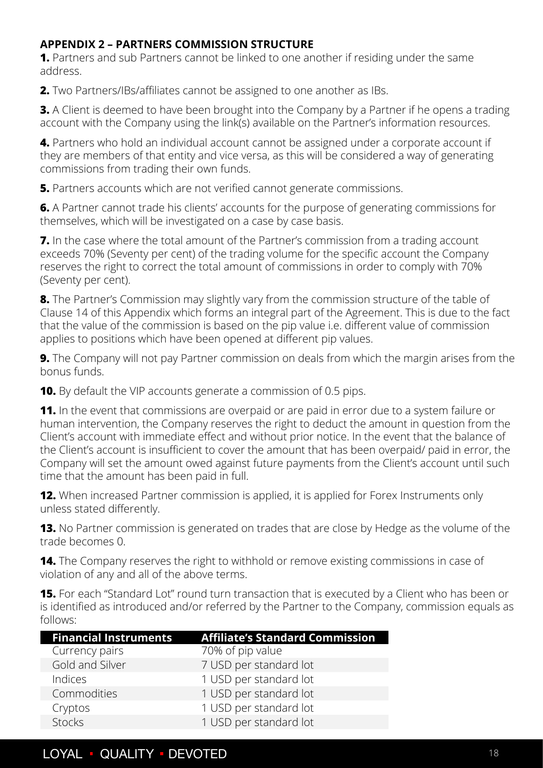### APPENDIX 2 – PARTNERS COMMISSION STRUCTURE

**1.** Partners and sub Partners cannot be linked to one another if residing under the same address.

**2.** Two Partners/IBs/affiliates cannot be assigned to one another as IBs.

**3.** A Client is deemed to have been brought into the Company by a Partner if he opens a trading account with the Company using the link(s) available on the Partner's information resources.

**4.** Partners who hold an individual account cannot be assigned under a corporate account if they are members of that entity and vice versa, as this will be considered a way of generating commissions from trading their own funds.

**5.** Partners accounts which are not verified cannot generate commissions.

**6.** A Partner cannot trade his clients' accounts for the purpose of generating commissions for themselves, which will be investigated on a case by case basis.

**7.** In the case where the total amount of the Partner's commission from a trading account exceeds 70% (Seventy per cent) of the trading volume for the specific account the Company reserves the right to correct the total amount of commissions in order to comply with 70% (Seventy per cent).

**8.** The Partner's Commission may slightly vary from the commission structure of the table of Clause 14 of this Appendix which forms an integral part of the Agreement. This is due to the fact that the value of the commission is based on the pip value i.e. different value of commission applies to positions which have been opened at different pip values.

**9.** The Company will not pay Partner commission on deals from which the margin arises from the bonus funds.

**10.** By default the VIP accounts generate a commission of 0.5 pips.

**11.** In the event that commissions are overpaid or are paid in error due to a system failure or human intervention, the Company reserves the right to deduct the amount in question from the Client's account with immediate effect and without prior notice. In the event that the balance of the Client's account is insufficient to cover the amount that has been overpaid/ paid in error, the Company will set the amount owed against future payments from the Client's account until such time that the amount has been paid in full.

**12.** When increased Partner commission is applied, it is applied for Forex Instruments only unless stated differently.

**13.** No Partner commission is generated on trades that are close by Hedge as the volume of the trade becomes 0.

**14.** The Company reserves the right to withhold or remove existing commissions in case of violation of any and all of the above terms.

**15.** For each "Standard Lot" round turn transaction that is executed by a Client who has been or is identified as introduced and/or referred by the Partner to the Company, commission equals as follows:

| Financial Instruments | Affiliate's Standard Commission |
|---|---|
| Currency pairs | 70% of pip value |
| Gold and Silver | 7 USD per standard lot |
| Indices | 1 USD per standard lot |
| Commodities | 1 USD per standard lot |
| Cryptos | 1 USD per standard lot |
| Stocks | 1 USD per standard lot |

LOYAL ▪ QUALITY ▪ DEVOTED